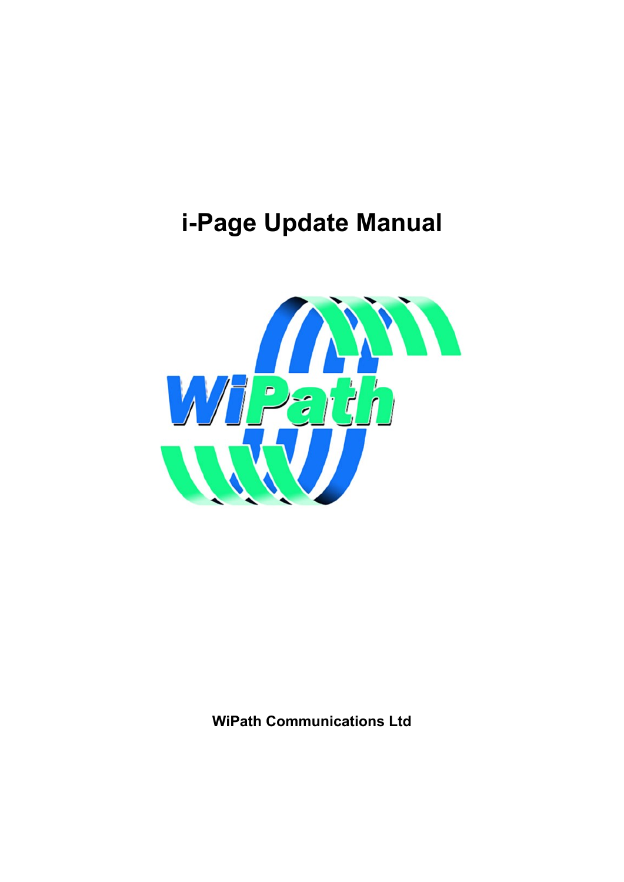# i-Page Update Manual

**WiPath Communications Ltd**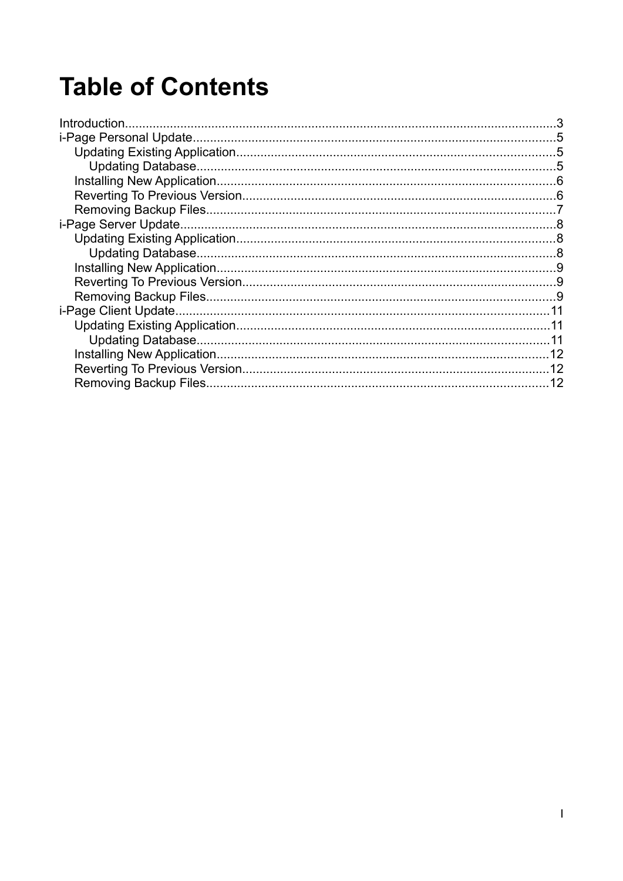# Table of Contents

- Introduction....3
- i-Page Personal Update....5
  - Updating Existing Application....5
    - Updating Database....5
  - Installing New Application....6
  - Reverting To Previous Version....6
  - Removing Backup Files....7
- i-Page Server Update....8
  - Updating Existing Application....8
    - Updating Database....8
  - Installing New Application....9
  - Reverting To Previous Version....9
  - Removing Backup Files....9
- i-Page Client Update....11
  - Updating Existing Application....11
    - Updating Database....11
  - Installing New Application....12
  - Reverting To Previous Version....12
  - Removing Backup Files....12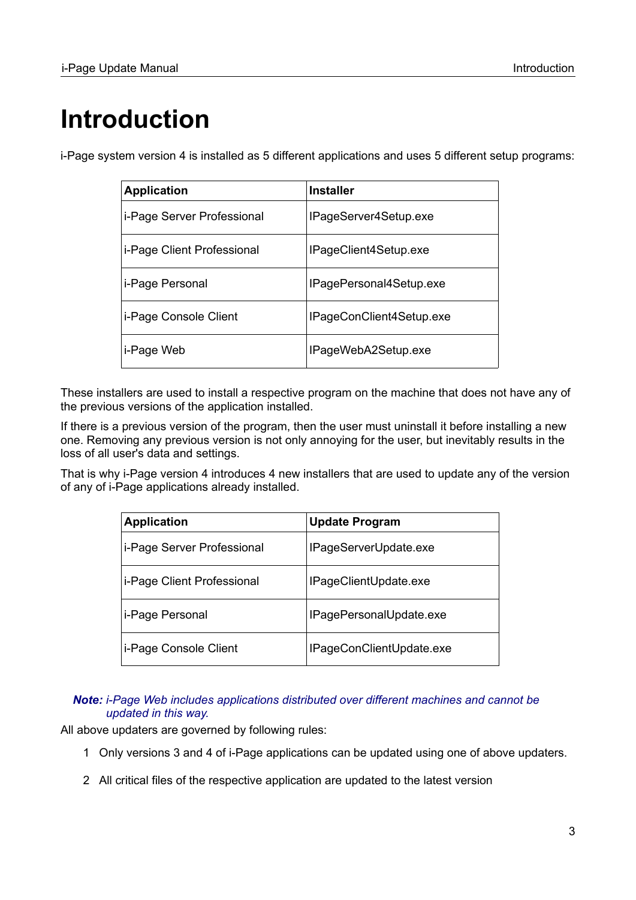# Introduction

i-Page system version 4 is installed as 5 different applications and uses 5 different setup programs:

| Application | Installer |
| --- | --- |
| i-Page Server Professional | IPageServer4Setup.exe |
| i-Page Client Professional | IPageClient4Setup.exe |
| i-Page Personal | IPagePersonal4Setup.exe |
| i-Page Console Client | IPageConClient4Setup.exe |
| i-Page Web | IPageWebA2Setup.exe |

These installers are used to install a respective program on the machine that does not have any of the previous versions of the application installed.

If there is a previous version of the program, then the user must uninstall it before installing a new one. Removing any previous version is not only annoying for the user, but inevitably results in the loss of all user's data and settings.

That is why i-Page version 4 introduces 4 new installers that are used to update any of the version of any of i-Page applications already installed.

| Application | Update Program |
| --- | --- |
| i-Page Server Professional | IPageServerUpdate.exe |
| i-Page Client Professional | IPageClientUpdate.exe |
| i-Page Personal | IPagePersonalUpdate.exe |
| i-Page Console Client | IPageConClientUpdate.exe |

> ***Note:** i-Page Web includes applications distributed over different machines and cannot be updated in this way.*

All above updaters are governed by following rules:

1. Only versions 3 and 4 of i-Page applications can be updated using one of above updaters.
2. All critical files of the respective application are updated to the latest version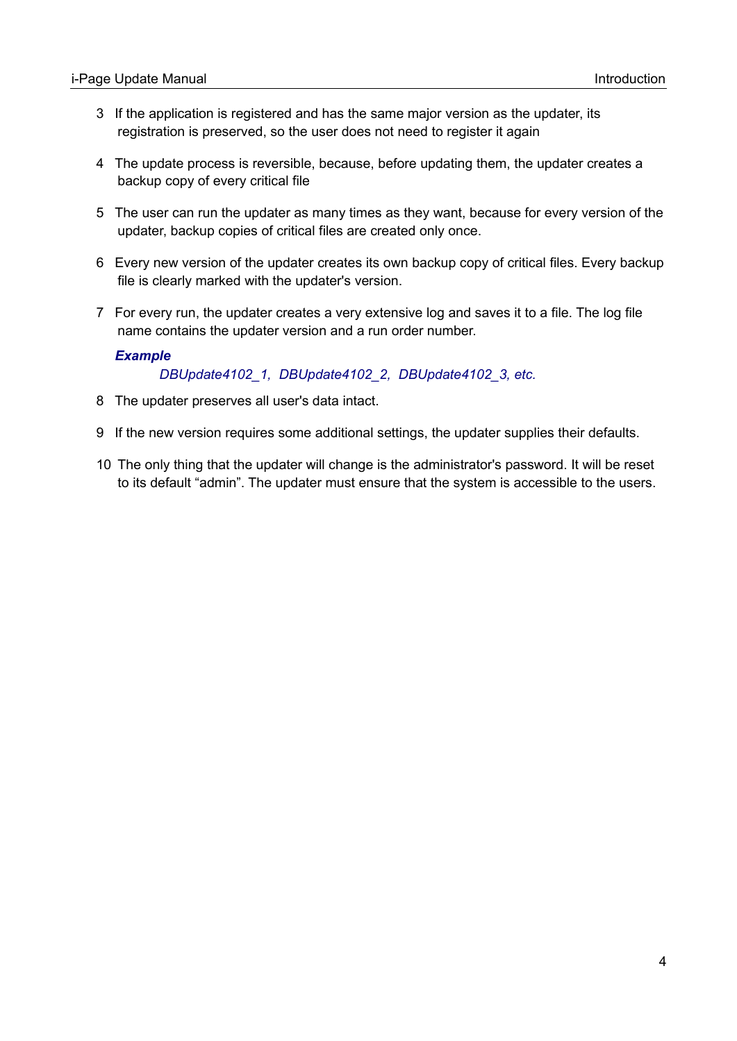3. If the application is registered and has the same major version as the updater, its registration is preserved, so the user does not need to register it again

4. The update process is reversible, because, before updating them, the updater creates a backup copy of every critical file

5. The user can run the updater as many times as they want, because for every version of the updater, backup copies of critical files are created only once.

6. Every new version of the updater creates its own backup copy of critical files. Every backup file is clearly marked with the updater's version.

7. For every run, the updater creates a very extensive log and saves it to a file. The log file name contains the updater version and a run order number.

   ***Example***

   *DBUpdate4102_1, DBUpdate4102_2, DBUpdate4102_3, etc.*

8. The updater preserves all user's data intact.

9. If the new version requires some additional settings, the updater supplies their defaults.

10. The only thing that the updater will change is the administrator's password. It will be reset to its default “admin”. The updater must ensure that the system is accessible to the users.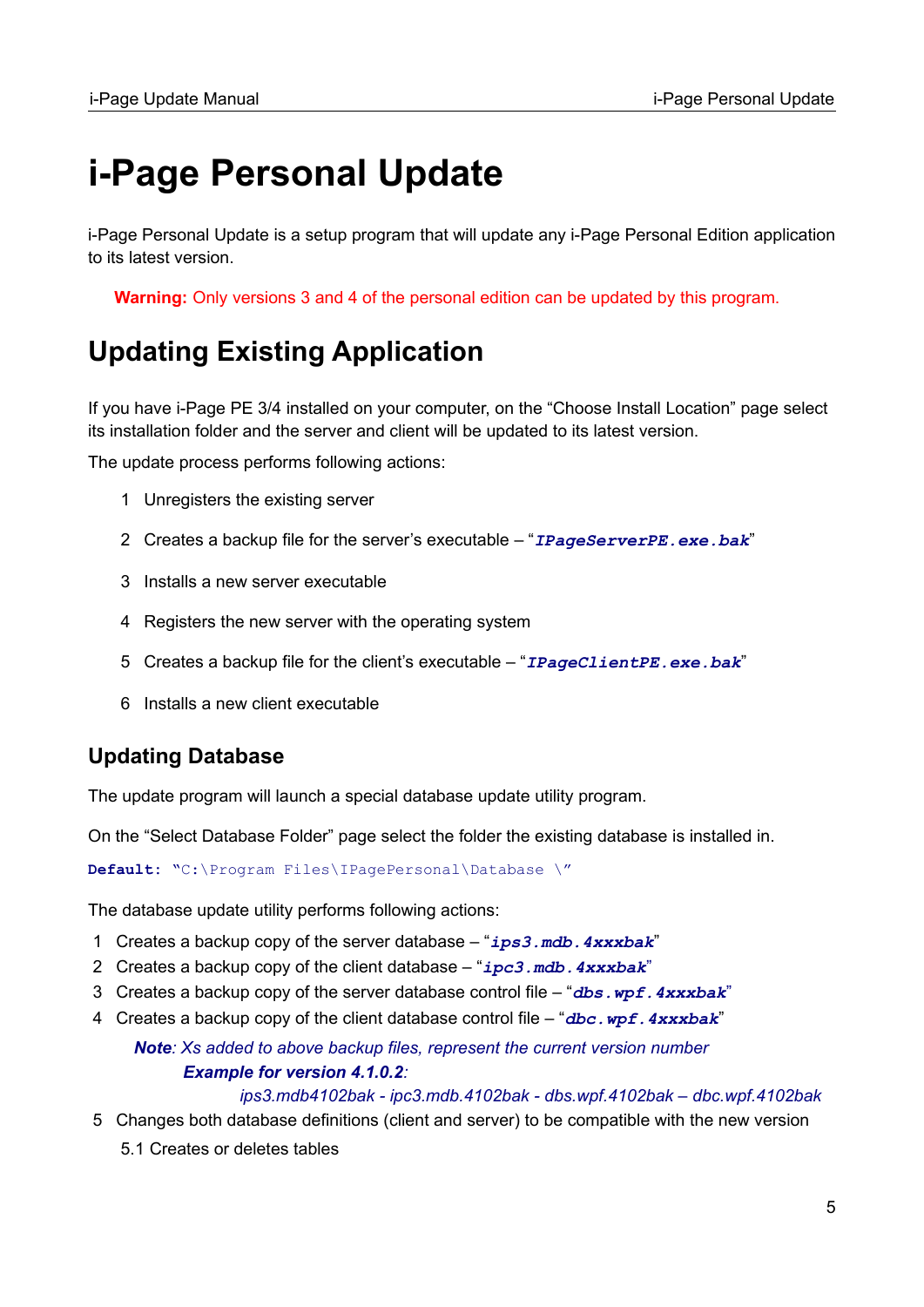# i-Page Personal Update

i-Page Personal Update is a setup program that will update any i-Page Personal Edition application to its latest version.

> **Warning:** Only versions 3 and 4 of the personal edition can be updated by this program.

## Updating Existing Application

If you have i-Page PE 3/4 installed on your computer, on the “Choose Install Location” page select its installation folder and the server and client will be updated to its latest version.

The update process performs following actions:

1. Unregisters the existing server
2. Creates a backup file for the server’s executable – “***`IPageServerPE.exe.bak`***”
3. Installs a new server executable
4. Registers the new server with the operating system
5. Creates a backup file for the client’s executable – “***`IPageClientPE.exe.bak`***”
6. Installs a new client executable

### Updating Database

The update program will launch a special database update utility program.

On the “Select Database Folder” page select the folder the existing database is installed in.

**`Default:`** `“C:\Program Files\IPagePersonal\Database \”`

The database update utility performs following actions:

1. Creates a backup copy of the server database – “***`ips3.mdb.4xxxbak`***”
2. Creates a backup copy of the client database – “***`ipc3.mdb.4xxxbak`***”
3. Creates a backup copy of the server database control file – “***`dbs.wpf.4xxxbak`***”
4. Creates a backup copy of the client database control file – “***`dbc.wpf.4xxxbak`***”

   ***Note****: Xs added to above backup files, represent the current version number*

   ***Example for version 4.1.0.2****:*

   *ips3.mdb4102bak - ipc3.mdb.4102bak - dbs.wpf.4102bak – dbc.wpf.4102bak*

5. Changes both database definitions (client and server) to be compatible with the new version

   5.1 Creates or deletes tables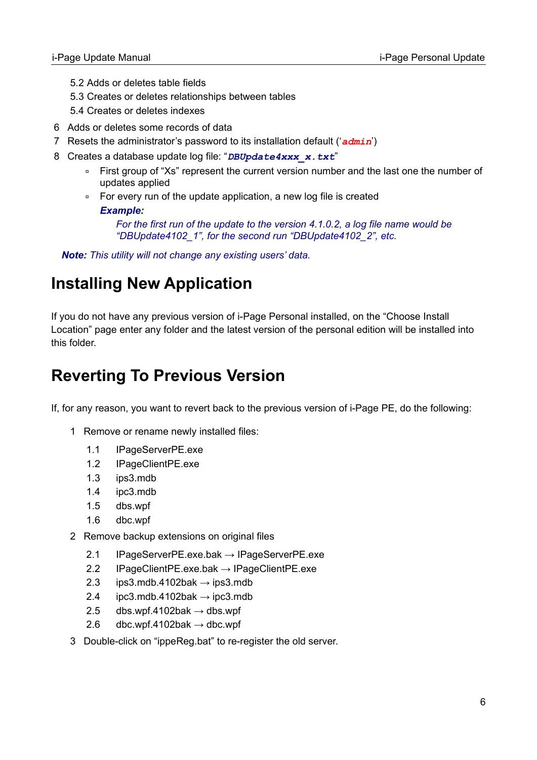5.2 Adds or deletes table fields
   5.3 Creates or deletes relationships between tables
   5.4 Creates or deletes indexes

6 Adds or deletes some records of data

7 Resets the administrator's password to its installation default ('**`admin`**')

8 Creates a database update log file: "***`DBUpdate4xxx_x.txt`***"
   - First group of "Xs" represent the current version number and the last one the number of updates applied
   - For every run of the update application, a new log file is created

     ***Example:***

     *For the first run of the update to the version 4.1.0.2, a log file name would be "DBUpdate4102_1", for the second run "DBUpdate4102_2", etc.*

***Note:*** *This utility will not change any existing users' data.*

# Installing New Application

If you do not have any previous version of i-Page Personal installed, on the "Choose Install Location" page enter any folder and the latest version of the personal edition will be installed into this folder.

# Reverting To Previous Version

If, for any reason, you want to revert back to the previous version of i-Page PE, do the following:

1 Remove or rename newly installed files:

   1.1 IPageServerPE.exe
   1.2 IPageClientPE.exe
   1.3 ips3.mdb
   1.4 ipc3.mdb
   1.5 dbs.wpf
   1.6 dbc.wpf

2 Remove backup extensions on original files

   2.1 IPageServerPE.exe.bak → IPageServerPE.exe
   2.2 IPageClientPE.exe.bak → IPageClientPE.exe
   2.3 ips3.mdb.4102bak → ips3.mdb
   2.4 ipc3.mdb.4102bak → ipc3.mdb
   2.5 dbs.wpf.4102bak → dbs.wpf
   2.6 dbc.wpf.4102bak → dbc.wpf

3 Double-click on "ippeReg.bat" to re-register the old server.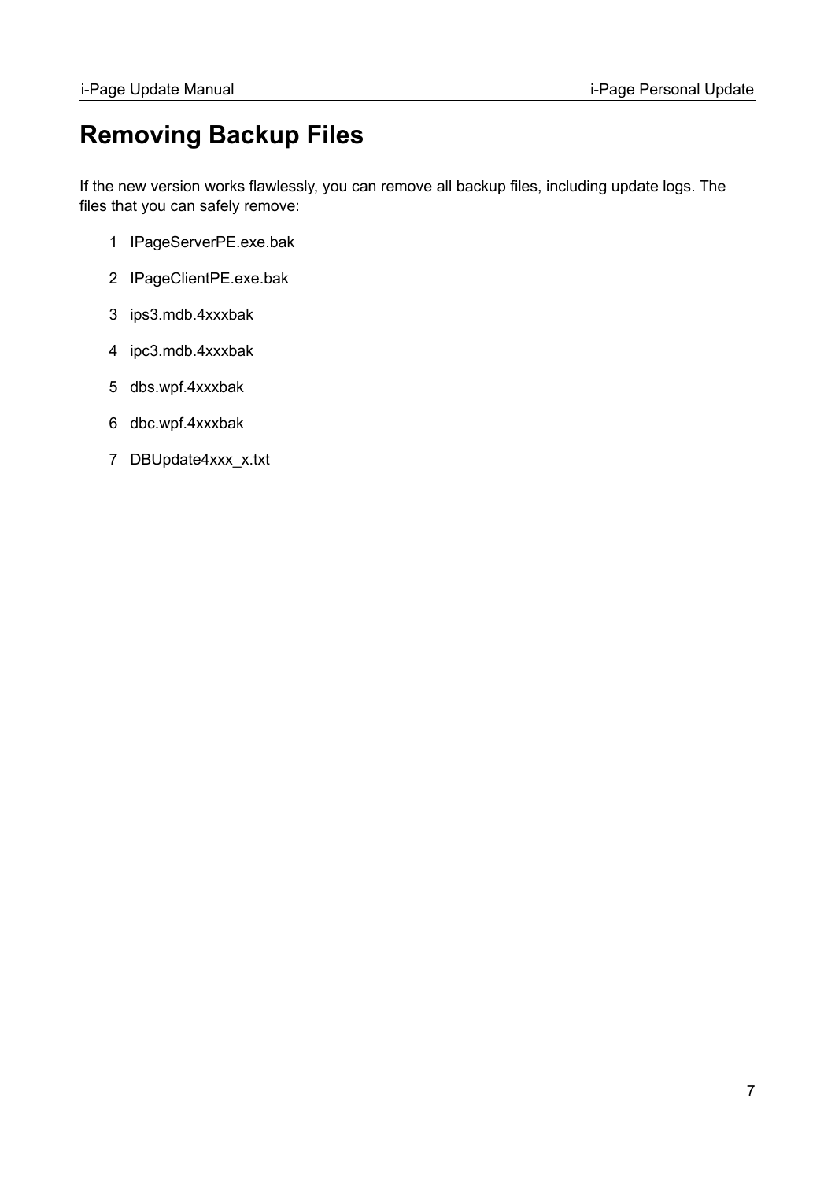# Removing Backup Files

If the new version works flawlessly, you can remove all backup files, including update logs. The files that you can safely remove:

1. IPageServerPE.exe.bak
2. IPageClientPE.exe.bak
3. ips3.mdb.4xxxbak
4. ipc3.mdb.4xxxbak
5. dbs.wpf.4xxxbak
6. dbc.wpf.4xxxbak
7. DBUpdate4xxx_x.txt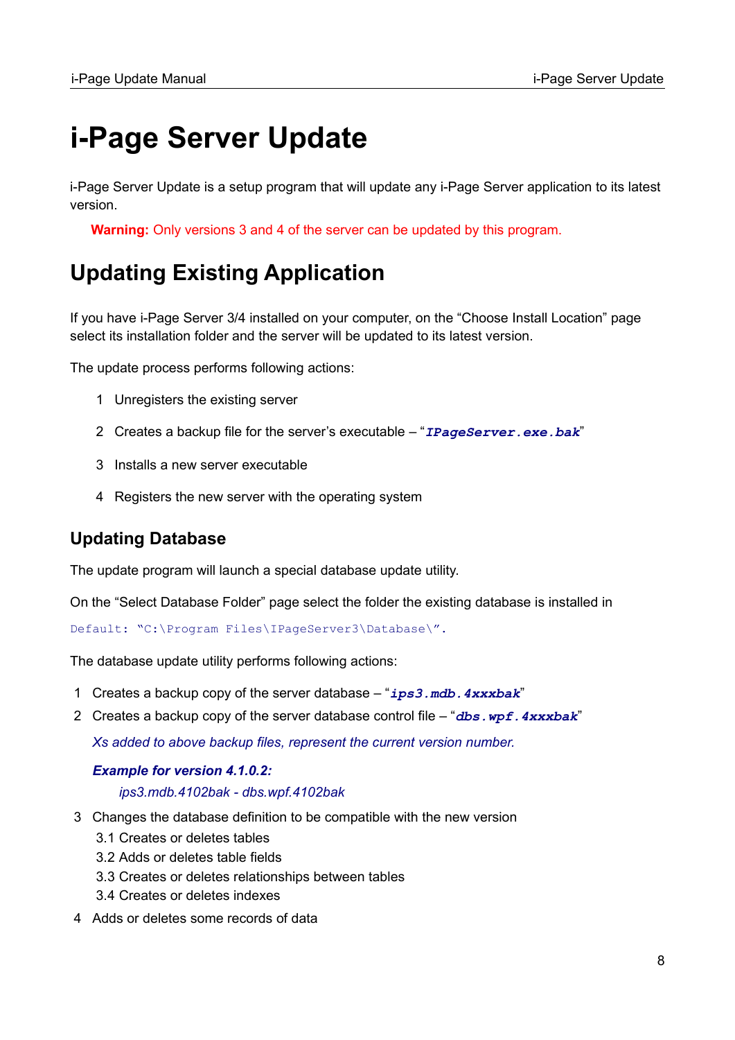# i-Page Server Update

i-Page Server Update is a setup program that will update any i-Page Server application to its latest version.

**Warning:** Only versions 3 and 4 of the server can be updated by this program.

## Updating Existing Application

If you have i-Page Server 3/4 installed on your computer, on the “Choose Install Location” page select its installation folder and the server will be updated to its latest version.

The update process performs following actions:

1. Unregisters the existing server
2. Creates a backup file for the server’s executable – “***IPageServer.exe.bak***”
3. Installs a new server executable
4. Registers the new server with the operating system

### Updating Database

The update program will launch a special database update utility.

On the “Select Database Folder” page select the folder the existing database is installed in

`Default: “C:\Program Files\IPageServer3\Database\”.`

The database update utility performs following actions:

1. Creates a backup copy of the server database – “***ips3.mdb.4xxxbak***”
2. Creates a backup copy of the server database control file – “***dbs.wpf.4xxxbak***”

   *Xs added to above backup files, represent the current version number.*

   ***Example for version 4.1.0.2:***

   *ips3.mdb.4102bak - dbs.wpf.4102bak*

3. Changes the database definition to be compatible with the new version
   - 3.1 Creates or deletes tables
   - 3.2 Adds or deletes table fields
   - 3.3 Creates or deletes relationships between tables
   - 3.4 Creates or deletes indexes
4. Adds or deletes some records of data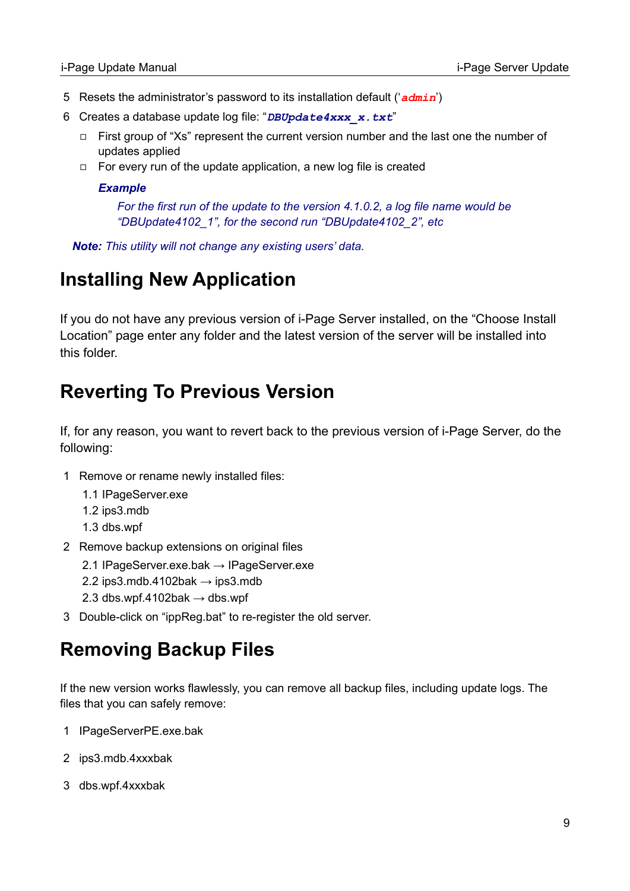5. Resets the administrator's password to its installation default ('**`admin`**')
6. Creates a database update log file: "***`DBUpdate4xxx_x.txt`***"
   - First group of "Xs" represent the current version number and the last one the number of updates applied
   - For every run of the update application, a new log file is created

     ***Example***

     *For the first run of the update to the version 4.1.0.2, a log file name would be "DBUpdate4102_1", for the second run "DBUpdate4102_2", etc*

***Note:*** *This utility will not change any existing users' data.*

# Installing New Application

If you do not have any previous version of i-Page Server installed, on the "Choose Install Location" page enter any folder and the latest version of the server will be installed into this folder.

# Reverting To Previous Version

If, for any reason, you want to revert back to the previous version of i-Page Server, do the following:

1. Remove or rename newly installed files:
   1.1 IPageServer.exe
   1.2 ips3.mdb
   1.3 dbs.wpf
2. Remove backup extensions on original files
   2.1 IPageServer.exe.bak → IPageServer.exe
   2.2 ips3.mdb.4102bak → ips3.mdb
   2.3 dbs.wpf.4102bak → dbs.wpf
3. Double-click on "ippReg.bat" to re-register the old server.

# Removing Backup Files

If the new version works flawlessly, you can remove all backup files, including update logs. The files that you can safely remove:

1. IPageServerPE.exe.bak

2. ips3.mdb.4xxxbak

3. dbs.wpf.4xxxbak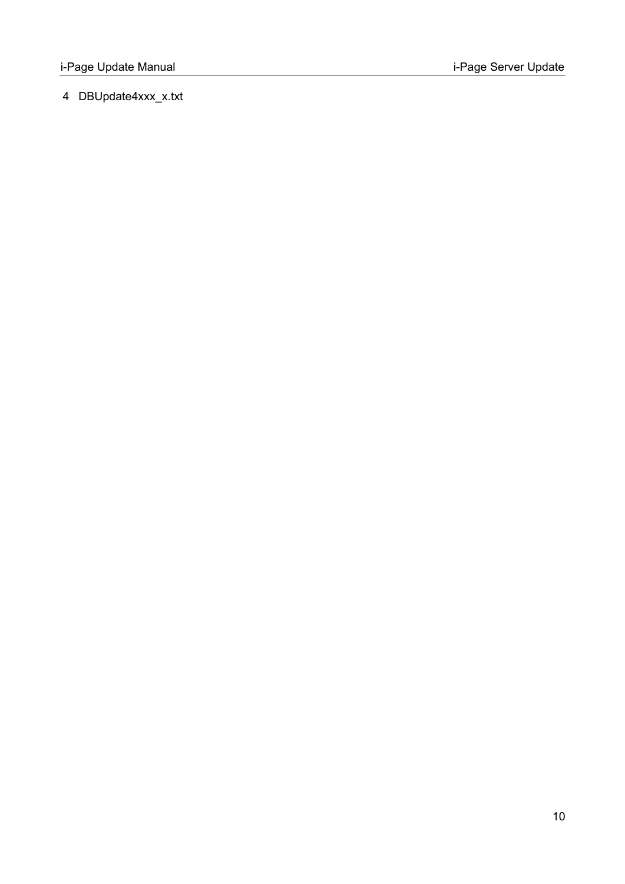4 DBUpdate4xxx_x.txt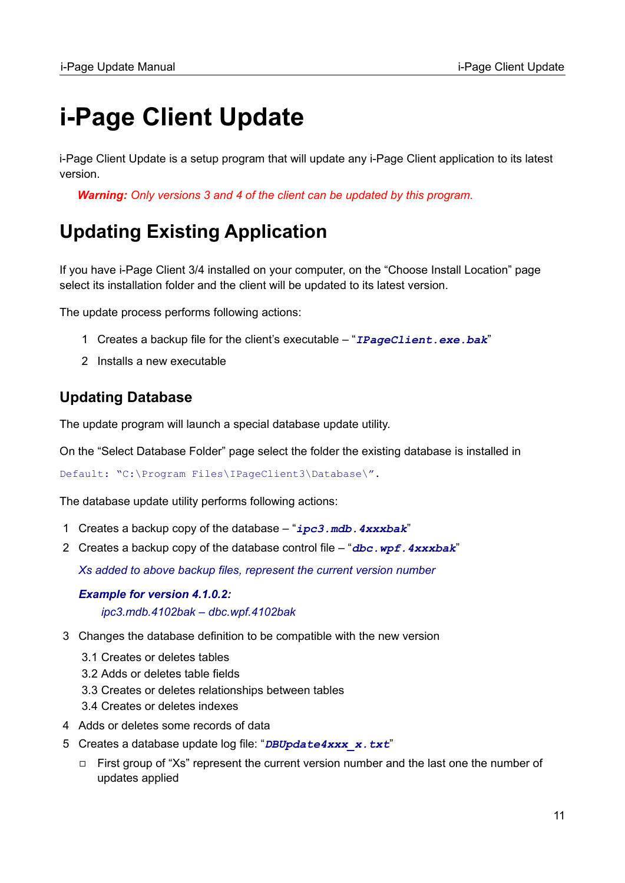# i-Page Client Update

i-Page Client Update is a setup program that will update any i-Page Client application to its latest version.

> ***Warning:*** *Only versions 3 and 4 of the client can be updated by this program.*

## Updating Existing Application

If you have i-Page Client 3/4 installed on your computer, on the "Choose Install Location" page select its installation folder and the client will be updated to its latest version.

The update process performs following actions:

1. Creates a backup file for the client's executable – "***`IPageClient.exe.bak`***"
2. Installs a new executable

### Updating Database

The update program will launch a special database update utility.

On the "Select Database Folder" page select the folder the existing database is installed in

```
Default: "C:\Program Files\IPageClient3\Database\".
```

The database update utility performs following actions:

1. Creates a backup copy of the database – "***`ipc3.mdb.4xxxbak`***"
2. Creates a backup copy of the database control file – "***`dbc.wpf.4xxxbak`***"

   *Xs added to above backup files, represent the current version number*

   ***Example for version 4.1.0.2:***

   *ipc3.mdb.4102bak – dbc.wpf.4102bak*

3. Changes the database definition to be compatible with the new version
   - 3.1 Creates or deletes tables
   - 3.2 Adds or deletes table fields
   - 3.3 Creates or deletes relationships between tables
   - 3.4 Creates or deletes indexes
4. Adds or deletes some records of data
5. Creates a database update log file: "***`DBUpdate4xxx_x.txt`***"
   - First group of "Xs" represent the current version number and the last one the number of updates applied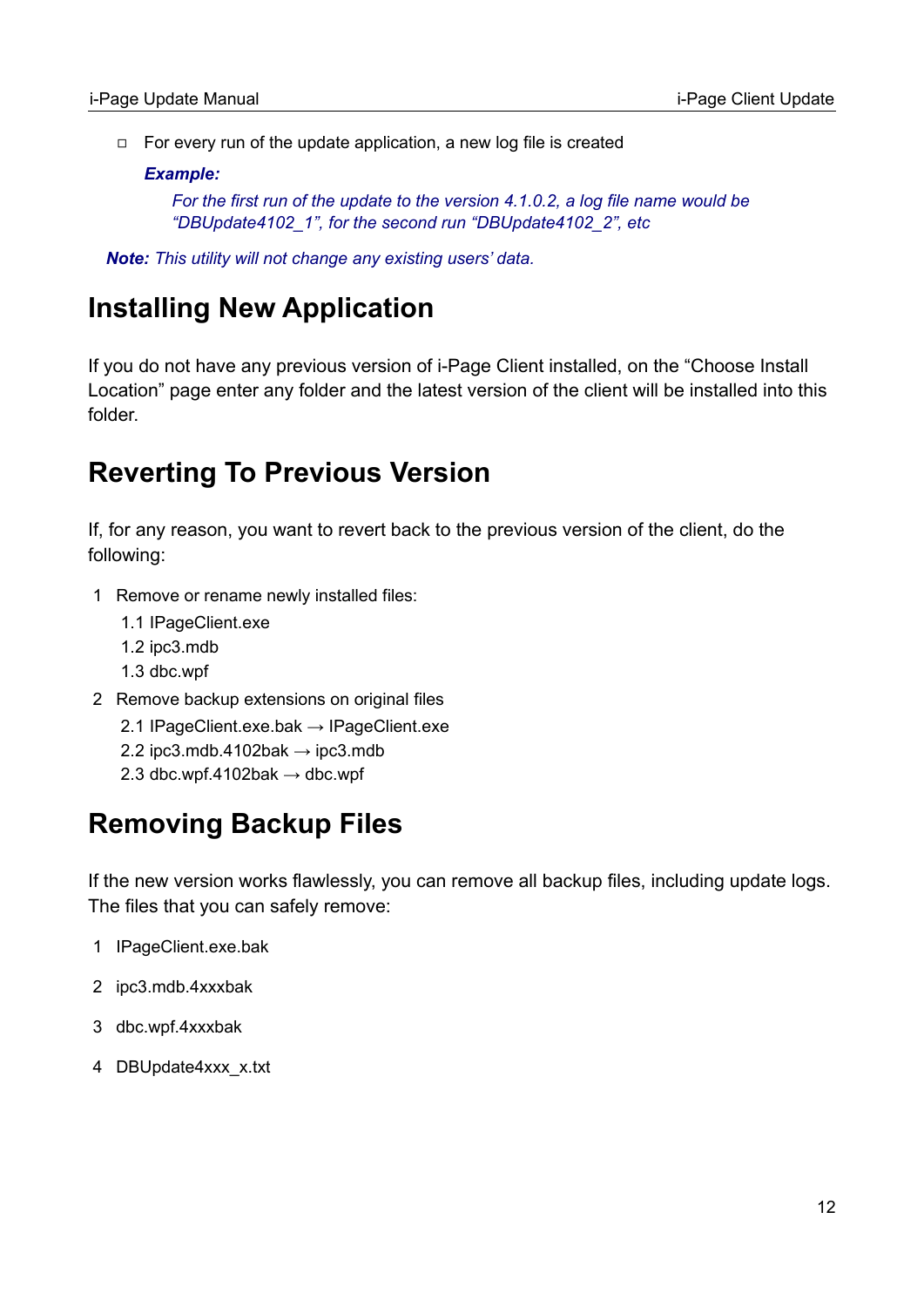- For every run of the update application, a new log file is created

  ***Example:***

  *For the first run of the update to the version 4.1.0.2, a log file name would be "DBUpdate4102_1", for the second run "DBUpdate4102_2", etc*

***Note:*** *This utility will not change any existing users' data.*

# Installing New Application

If you do not have any previous version of i-Page Client installed, on the "Choose Install Location" page enter any folder and the latest version of the client will be installed into this folder.

# Reverting To Previous Version

If, for any reason, you want to revert back to the previous version of the client, do the following:

1. Remove or rename newly installed files:
   1.1 IPageClient.exe
   1.2 ipc3.mdb
   1.3 dbc.wpf
2. Remove backup extensions on original files
   2.1 IPageClient.exe.bak → IPageClient.exe
   2.2 ipc3.mdb.4102bak → ipc3.mdb
   2.3 dbc.wpf.4102bak → dbc.wpf

# Removing Backup Files

If the new version works flawlessly, you can remove all backup files, including update logs. The files that you can safely remove:

1. IPageClient.exe.bak
2. ipc3.mdb.4xxxbak
3. dbc.wpf.4xxxbak
4. DBUpdate4xxx_x.txt